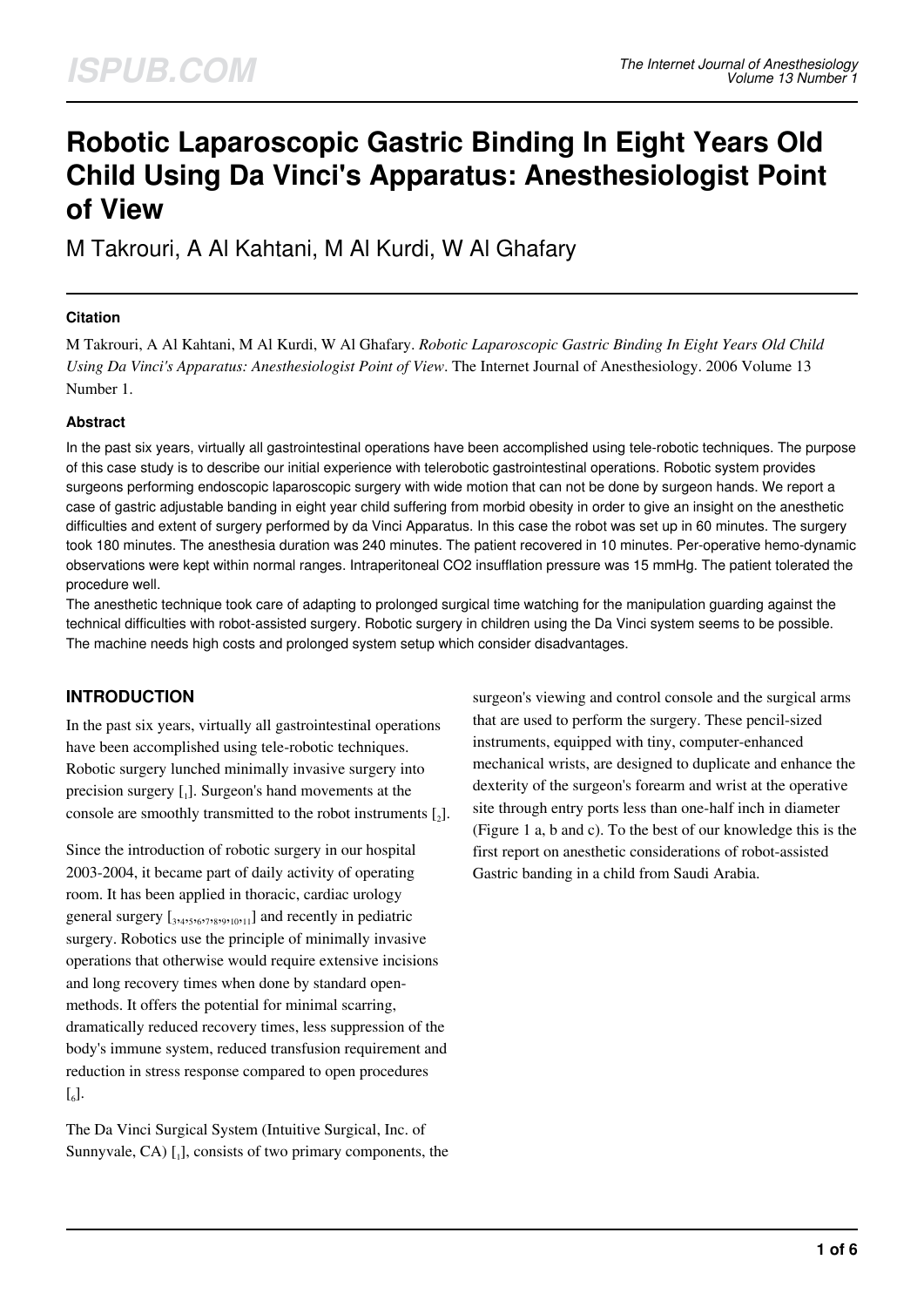# Robotic Laparoscopic Gastric Binding In Eight Years Old Child Using Da Vinci's Apparatus: Anesthesiologist Point of View

M Takrouri, A Al Kahtani, M Al Kurdi, W Al Ghafary

## Citation

M Takrouri, A Al Kahtani, M Al Kurdi, W Al Ghafary. *Robotic Laparoscopic Gastric Binding In Eight Years Old Child Using Da Vinci's Apparatus: Anesthesiologist Point of View*. The Internet Journal of Anesthesiology. 2006 Volume 13 Number 1.

## Abstract

In the past six years, virtually all gastrointestinal operations have been accomplished using tele-robotic techniques. The purpose of this case study is to describe our initial experience with telerobotic gastrointestinal operations. Robotic system provides surgeons performing endoscopic laparoscopic surgery with wide motion that can not be done by surgeon hands. We report a case of gastric adjustable banding in eight year child suffering from morbid obesity in order to give an insight on the anesthetic difficulties and extent of surgery performed by da Vinci Apparatus. In this case the robot was set up in 60 minutes. The surgery took 180 minutes. The anesthesia duration was 240 minutes. The patient recovered in 10 minutes. Per-operative hemo-dynamic observations were kept within normal ranges. Intraperitoneal $CO_2$ insufflation pressure was 15 mmHg. The patient tolerated the procedure well.

The anesthetic technique took care of adapting to prolonged surgical time watching for the manipulation guarding against the technical difficulties with robot-assisted surgery. Robotic surgery in children using the Da Vinci system seems to be possible. The machine needs high costs and prolonged system setup which consider disadvantages.

## INTRODUCTION

In the past six years, virtually all gastrointestinal operations have been accomplished using tele-robotic techniques. Robotic surgery lunched minimally invasive surgery into precision surgery [1]. Surgeon's hand movements at the console are smoothly transmitted to the robot instruments [2].

Since the introduction of robotic surgery in our hospital 2003-2004, it became part of daily activity of operating room. It has been applied in thoracic, cardiac urology general surgery [3,4,5,6,7,8,9,10,11] and recently in pediatric surgery. Robotics use the principle of minimally invasive operations that otherwise would require extensive incisions and long recovery times when done by standard open-methods. It offers the potential for minimal scarring, dramatically reduced recovery times, less suppression of the body's immune system, reduced transfusion requirement and reduction in stress response compared to open procedures [6].

The Da Vinci Surgical System (Intuitive Surgical, Inc. of Sunnyvale, CA) [1], consists of two primary components, the surgeon's viewing and control console and the surgical arms that are used to perform the surgery. These pencil-sized instruments, equipped with tiny, computer-enhanced mechanical wrists, are designed to duplicate and enhance the dexterity of the surgeon's forearm and wrist at the operative site through entry ports less than one-half inch in diameter (Figure 1 a, b and c). To the best of our knowledge this is the first report on anesthetic considerations of robot-assisted Gastric banding in a child from Saudi Arabia.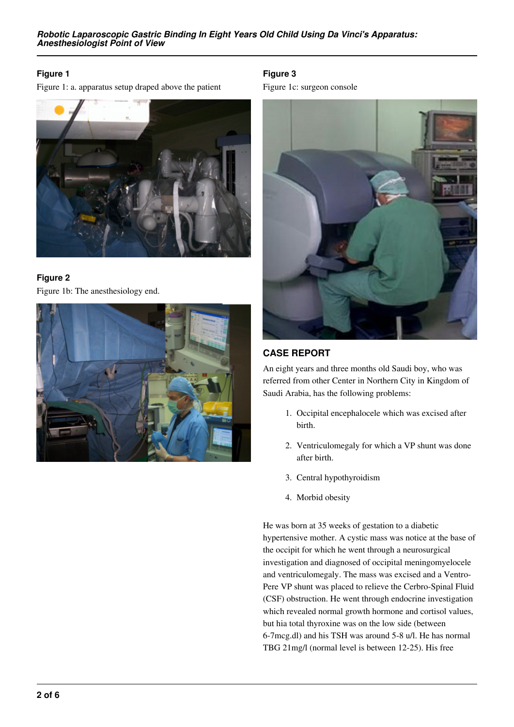**Figure 1**

Figure 1: a. apparatus setup draped above the patient

**Figure 2**

Figure 1b: The anesthesiology end.

**Figure 3**

Figure 1c: surgeon console

## CASE REPORT

An eight years and three months old Saudi boy, who was referred from other Center in Northern City in Kingdom of Saudi Arabia, has the following problems:

1. Occipital encephalocele which was excised after birth.
2. Ventriculomegaly for which a VP shunt was done after birth.
3. Central hypothyroidism
4. Morbid obesity

He was born at 35 weeks of gestation to a diabetic hypertensive mother. A cystic mass was notice at the base of the occipit for which he went through a neurosurgical investigation and diagnosed of occipital meningomyelocele and ventriculomegaly. The mass was excised and a Ventro-Pere VP shunt was placed to relieve the Cerbro-Spinal Fluid (CSF) obstruction. He went through endocrine investigation which revealed normal growth hormone and cortisol values, but hia total thyroxine was on the low side (between 6-7mcg.dl) and his TSH was around 5-8 u/l. He has normal TBG 21mg/l (normal level is between 12-25). His free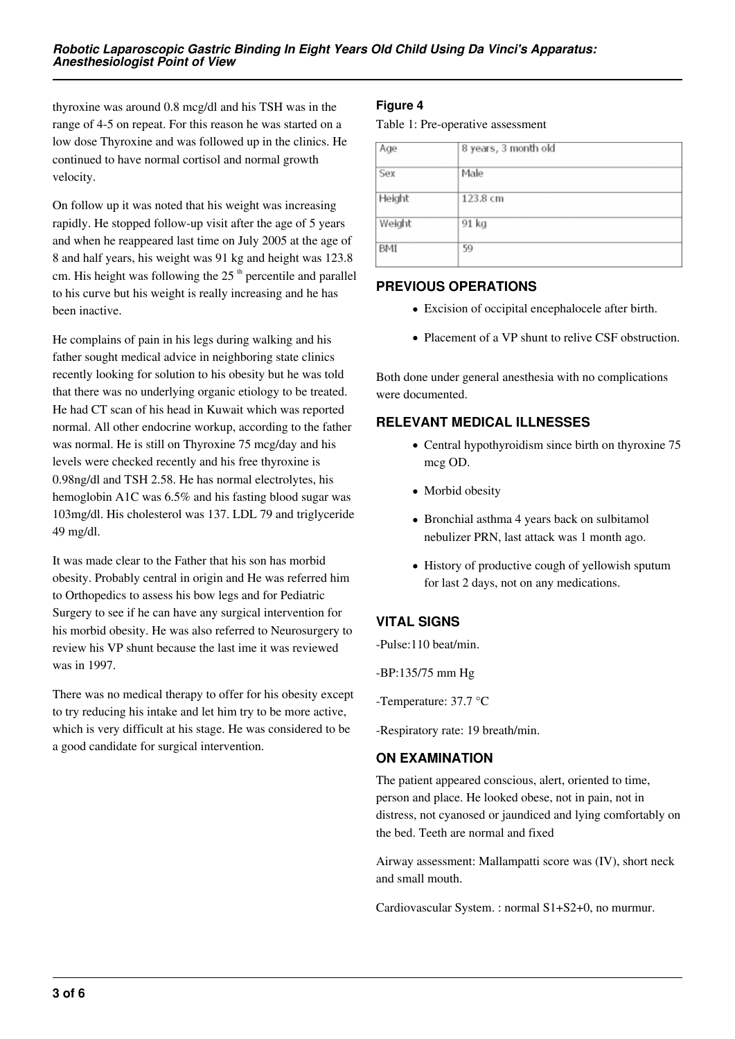thyroxine was around 0.8 mcg/dl and his TSH was in the range of 4-5 on repeat. For this reason he was started on a low dose Thyroxine and was followed up in the clinics. He continued to have normal cortisol and normal growth velocity.

On follow up it was noted that his weight was increasing rapidly. He stopped follow-up visit after the age of 5 years and when he reappeared last time on July 2005 at the age of 8 and half years, his weight was 91 kg and height was 123.8 cm. His height was following the 25 [th] percentile and parallel to his curve but his weight is really increasing and he has been inactive.

He complains of pain in his legs during walking and his father sought medical advice in neighboring state clinics recently looking for solution to his obesity but he was told that there was no underlying organic etiology to be treated. He had CT scan of his head in Kuwait which was reported normal. All other endocrine workup, according to the father was normal. He is still on Thyroxine 75 mcg/day and his levels were checked recently and his free thyroxine is 0.98ng/dl and TSH 2.58. He has normal electrolytes, his hemoglobin A1C was 6.5% and his fasting blood sugar was 103mg/dl. His cholesterol was 137. LDL 79 and triglyceride 49 mg/dl.

It was made clear to the Father that his son has morbid obesity. Probably central in origin and He was referred him to Orthopedics to assess his bow legs and for Pediatric Surgery to see if he can have any surgical intervention for his morbid obesity. He was also referred to Neurosurgery to review his VP shunt because the last ime it was reviewed was in 1997.

There was no medical therapy to offer for his obesity except to try reducing his intake and let him try to be more active, which is very difficult at his stage. He was considered to be a good candidate for surgical intervention.

**Figure 4**

Table 1: Pre-operative assessment

| Age | 8 years, 3 month old |
|---|---|
| Sex | Male |
| Height | 123.8 cm |
| Weight | 91 kg |
| BMI | 59 |

## PREVIOUS OPERATIONS

- Excision of occipital encephalocele after birth.
- Placement of a VP shunt to relive CSF obstruction.

Both done under general anesthesia with no complications were documented.

## RELEVANT MEDICAL ILLNESSES

- Central hypothyroidism since birth on thyroxine 75 mcg OD.
- Morbid obesity
- Bronchial asthma 4 years back on sulbitamol nebulizer PRN, last attack was 1 month ago.
- History of productive cough of yellowish sputum for last 2 days, not on any medications.

## VITAL SIGNS

-Pulse:110 beat/min.

-BP:135/75 mm Hg

-Temperature: 37.7 °C

-Respiratory rate: 19 breath/min.

## ON EXAMINATION

The patient appeared conscious, alert, oriented to time, person and place. He looked obese, not in pain, not in distress, not cyanosed or jaundiced and lying comfortably on the bed. Teeth are normal and fixed

Airway assessment: Mallampatti score was (IV), short neck and small mouth.

Cardiovascular System. : normal S1+S2+0, no murmur.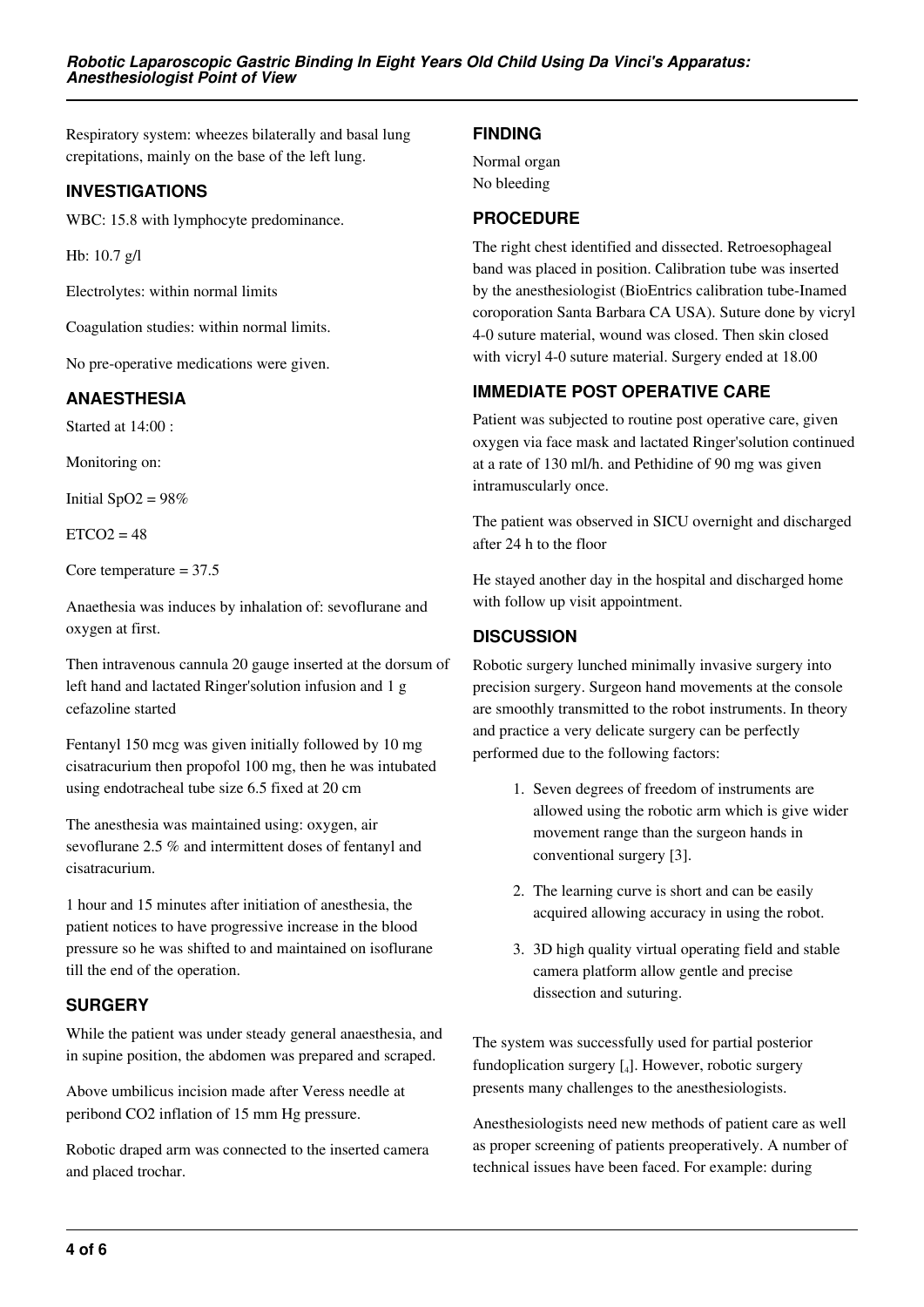Respiratory system: wheezes bilaterally and basal lung crepitations, mainly on the base of the left lung.

## INVESTIGATIONS

WBC: 15.8 with lymphocyte predominance.

Hb: 10.7 g/l

Electrolytes: within normal limits

Coagulation studies: within normal limits.

No pre-operative medications were given.

## ANAESTHESIA

Started at 14:00 :

Monitoring on:

Initial SpO2 = 98%

ETCO2 = 48

Core temperature = 37.5

Anaethesia was induces by inhalation of: sevoflurane and oxygen at first.

Then intravenous cannula 20 gauge inserted at the dorsum of left hand and lactated Ringer'solution infusion and 1 g cefazoline started

Fentanyl 150 mcg was given initially followed by 10 mg cisatracurium then propofol 100 mg, then he was intubated using endotracheal tube size 6.5 fixed at 20 cm

The anesthesia was maintained using: oxygen, air sevoflurane 2.5 % and intermittent doses of fentanyl and cisatracurium.

1 hour and 15 minutes after initiation of anesthesia, the patient notices to have progressive increase in the blood pressure so he was shifted to and maintained on isoflurane till the end of the operation.

## SURGERY

While the patient was under steady general anaesthesia, and in supine position, the abdomen was prepared and scraped.

Above umbilicus incision made after Veress needle at peribond CO2 inflation of 15 mm Hg pressure.

Robotic draped arm was connected to the inserted camera and placed trochar.

## FINDING

Normal organ
No bleeding

## PROCEDURE

The right chest identified and dissected. Retroesophageal band was placed in position. Calibration tube was inserted by the anesthesiologist (BioEntrics calibration tube-Inamed coroporation Santa Barbara CA USA). Suture done by vicryl 4-0 suture material, wound was closed. Then skin closed with vicryl 4-0 suture material. Surgery ended at 18.00

## IMMEDIATE POST OPERATIVE CARE

Patient was subjected to routine post operative care, given oxygen via face mask and lactated Ringer'solution continued at a rate of 130 ml/h. and Pethidine of 90 mg was given intramuscularly once.

The patient was observed in SICU overnight and discharged after 24 h to the floor

He stayed another day in the hospital and discharged home with follow up visit appointment.

## DISCUSSION

Robotic surgery lunched minimally invasive surgery into precision surgery. Surgeon hand movements at the console are smoothly transmitted to the robot instruments. In theory and practice a very delicate surgery can be perfectly performed due to the following factors:

1. Seven degrees of freedom of instruments are allowed using the robotic arm which is give wider movement range than the surgeon hands in conventional surgery [3].
2. The learning curve is short and can be easily acquired allowing accuracy in using the robot.
3. 3D high quality virtual operating field and stable camera platform allow gentle and precise dissection and suturing.

The system was successfully used for partial posterior fundoplication surgery [4]. However, robotic surgery presents many challenges to the anesthesiologists.

Anesthesiologists need new methods of patient care as well as proper screening of patients preoperatively. A number of technical issues have been faced. For example: during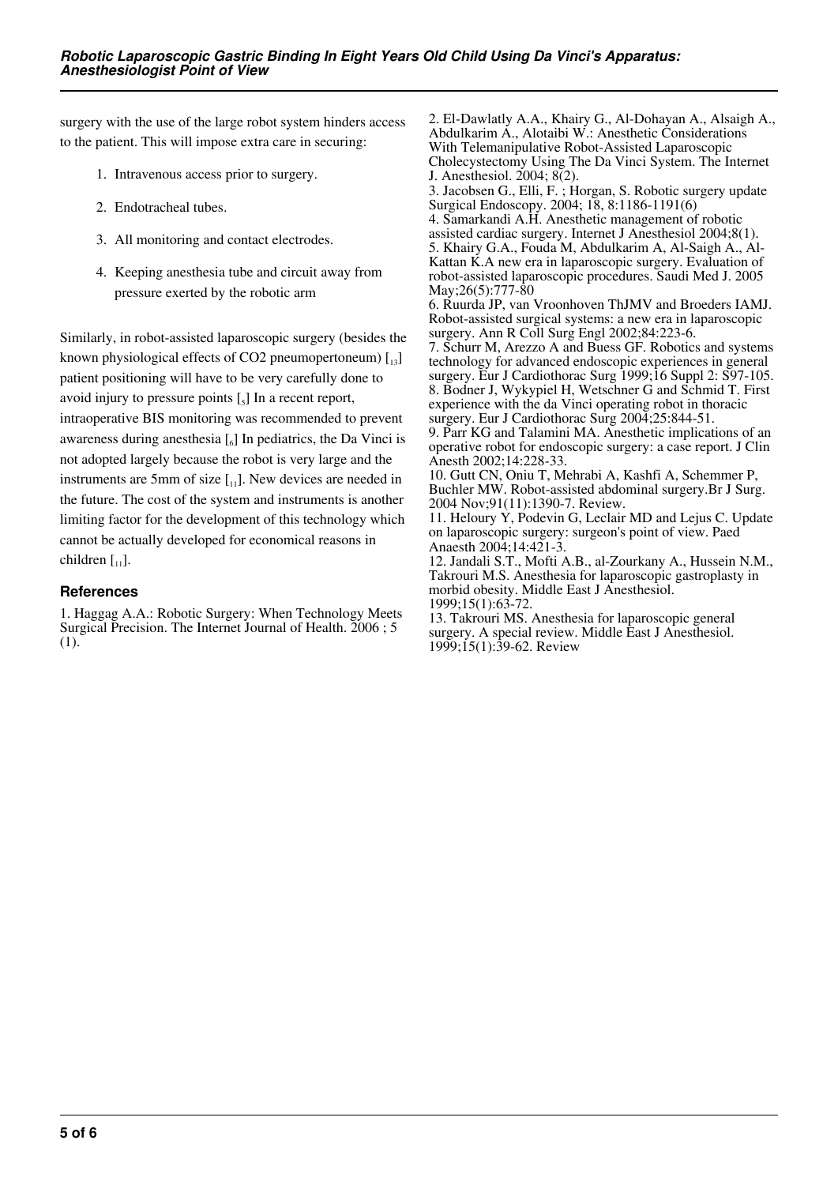surgery with the use of the large robot system hinders access to the patient. This will impose extra care in securing:

1. Intravenous access prior to surgery.
2. Endotracheal tubes.
3. All monitoring and contact electrodes.
4. Keeping anesthesia tube and circuit away from pressure exerted by the robotic arm

Similarly, in robot-assisted laparoscopic surgery (besides the known physiological effects of $CO_2$ pneumopertoneum) [13] patient positioning will have to be very carefully done to avoid injury to pressure points [5] In a recent report, intraoperative BIS monitoring was recommended to prevent awareness during anesthesia [6] In pediatrics, the Da Vinci is not adopted largely because the robot is very large and the instruments are 5mm of size [11]. New devices are needed in the future. The cost of the system and instruments is another limiting factor for the development of this technology which cannot be actually developed for economical reasons in children [11].

## References

1. Haggag A.A.: Robotic Surgery: When Technology Meets Surgical Precision. The Internet Journal of Health. 2006 ; 5 (1).
2. El-Dawlatly A.A., Khairy G., Al-Dohayan A., Alsaigh A., Abdulkarim A., Alotaibi W.: Anesthetic Considerations With Telemanipulative Robot-Assisted Laparoscopic Cholecystectomy Using The Da Vinci System. The Internet J. Anesthesiol. 2004; 8(2).
3. Jacobsen G., Elli, F. ; Horgan, S. Robotic surgery update Surgical Endoscopy. 2004; 18, 8:1186-1191(6)
4. Samarkandi A.H. Anesthetic management of robotic assisted cardiac surgery. Internet J Anesthesiol 2004;8(1).
5. Khairy G.A., Fouda M, Abdulkarim A, Al-Saigh A., Al-Kattan K.A new era in laparoscopic surgery. Evaluation of robot-assisted laparoscopic procedures. Saudi Med J. 2005 May;26(5):777-80
6. Ruurda JP, van Vroonhoven ThJMV and Broeders IAMJ. Robot-assisted surgical systems: a new era in laparoscopic surgery. Ann R Coll Surg Engl 2002;84:223-6.
7. Schurr M, Arezzo A and Buess GF. Robotics and systems technology for advanced endoscopic experiences in general surgery. Eur J Cardiothorac Surg 1999;16 Suppl 2: S97-105.
8. Bodner J, Wykypiel H, Wetschner G and Schmid T. First experience with the da Vinci operating robot in thoracic surgery. Eur J Cardiothorac Surg 2004;25:844-51.
9. Parr KG and Talamini MA. Anesthetic implications of an operative robot for endoscopic surgery: a case report. J Clin Anesth 2002;14:228-33.
10. Gutt CN, Oniu T, Mehrabi A, Kashfi A, Schemmer P, Buchler MW. Robot-assisted abdominal surgery.Br J Surg. 2004 Nov;91(11):1390-7. Review.
11. Heloury Y, Podevin G, Leclair MD and Lejus C. Update on laparoscopic surgery: surgeon's point of view. Paed Anaesth 2004;14:421-3.
12. Jandali S.T., Mofti A.B., al-Zourkany A., Hussein N.M., Takrouri M.S. Anesthesia for laparoscopic gastroplasty in morbid obesity. Middle East J Anesthesiol. 1999;15(1):63-72.
13. Takrouri MS. Anesthesia for laparoscopic general surgery. A special review. Middle East J Anesthesiol. 1999;15(1):39-62. Review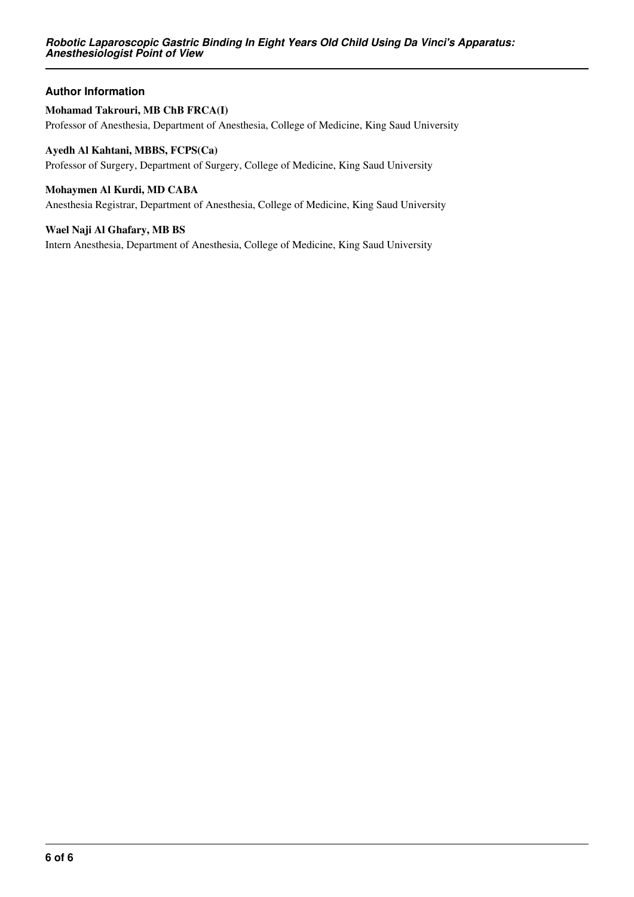## Author Information

**Mohamad Takrouri, MB ChB FRCA(I)**
Professor of Anesthesia, Department of Anesthesia, College of Medicine, King Saud University

**Ayedh Al Kahtani, MBBS, FCPS(Ca)**
Professor of Surgery, Department of Surgery, College of Medicine, King Saud University

**Mohaymen Al Kurdi, MD CABA**
Anesthesia Registrar, Department of Anesthesia, College of Medicine, King Saud University

**Wael Naji Al Ghafary, MB BS**
Intern Anesthesia, Department of Anesthesia, College of Medicine, King Saud University